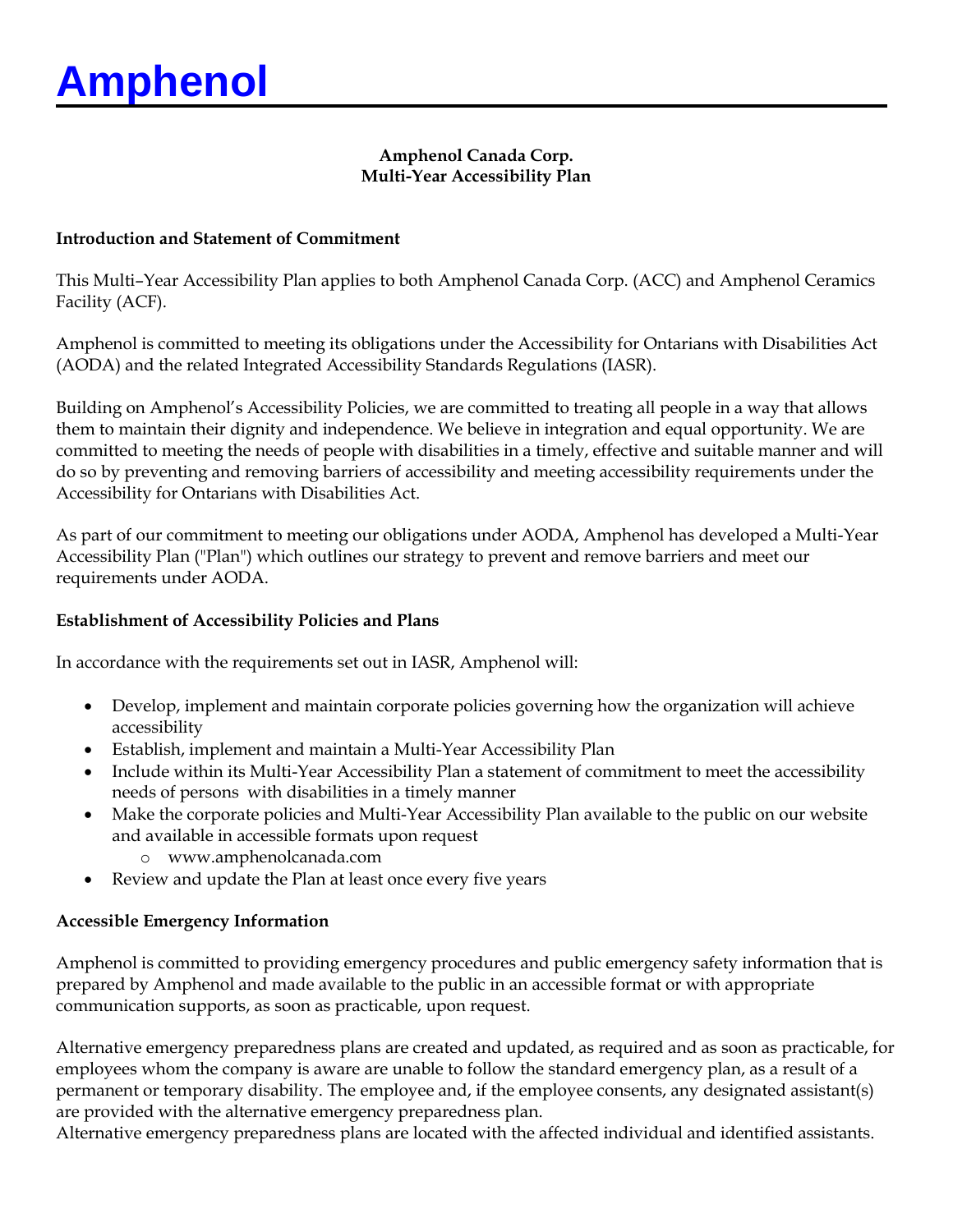# Amphenol

**Amphenol Canada Corp.**
**Multi-Year Accessibility Plan**

## Introduction and Statement of Commitment

This Multi–Year Accessibility Plan applies to both Amphenol Canada Corp. (ACC) and Amphenol Ceramics Facility (ACF).

Amphenol is committed to meeting its obligations under the Accessibility for Ontarians with Disabilities Act (AODA) and the related Integrated Accessibility Standards Regulations (IASR).

Building on Amphenol's Accessibility Policies, we are committed to treating all people in a way that allows them to maintain their dignity and independence. We believe in integration and equal opportunity. We are committed to meeting the needs of people with disabilities in a timely, effective and suitable manner and will do so by preventing and removing barriers of accessibility and meeting accessibility requirements under the Accessibility for Ontarians with Disabilities Act.

As part of our commitment to meeting our obligations under AODA, Amphenol has developed a Multi-Year Accessibility Plan ("Plan") which outlines our strategy to prevent and remove barriers and meet our requirements under AODA.

## Establishment of Accessibility Policies and Plans

In accordance with the requirements set out in IASR, Amphenol will:

- Develop, implement and maintain corporate policies governing how the organization will achieve accessibility
- Establish, implement and maintain a Multi-Year Accessibility Plan
- Include within its Multi-Year Accessibility Plan a statement of commitment to meet the accessibility needs of persons with disabilities in a timely manner
- Make the corporate policies and Multi-Year Accessibility Plan available to the public on our website and available in accessible formats upon request
  - www.amphenolcanada.com
- Review and update the Plan at least once every five years

## Accessible Emergency Information

Amphenol is committed to providing emergency procedures and public emergency safety information that is prepared by Amphenol and made available to the public in an accessible format or with appropriate communication supports, as soon as practicable, upon request.

Alternative emergency preparedness plans are created and updated, as required and as soon as practicable, for employees whom the company is aware are unable to follow the standard emergency plan, as a result of a permanent or temporary disability. The employee and, if the employee consents, any designated assistant(s) are provided with the alternative emergency preparedness plan.
Alternative emergency preparedness plans are located with the affected individual and identified assistants.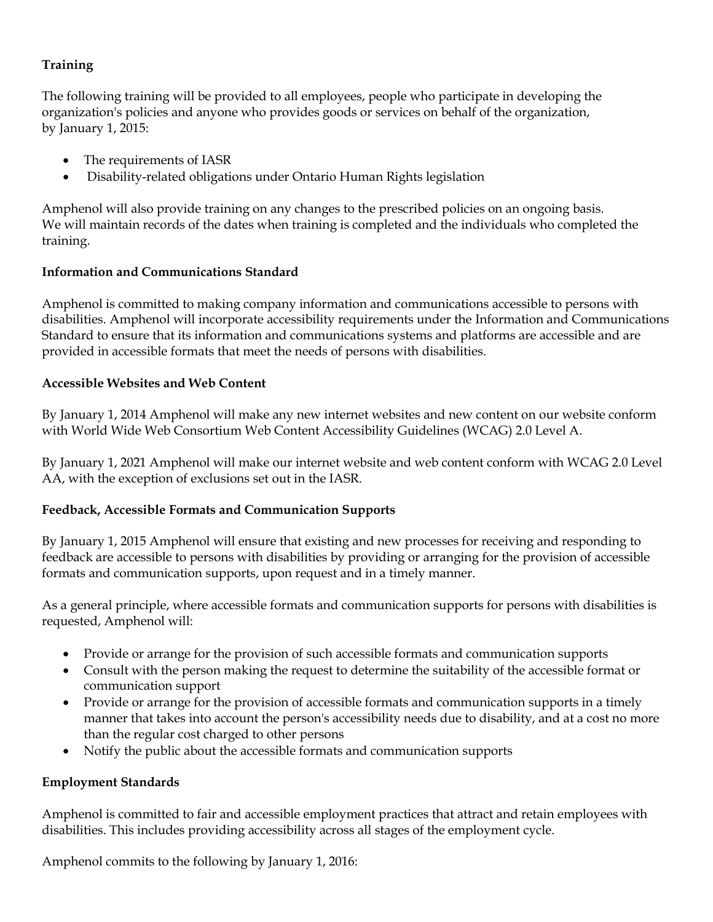**Training**

The following training will be provided to all employees, people who participate in developing the organization's policies and anyone who provides goods or services on behalf of the organization, by January 1, 2015:

- The requirements of IASR
- Disability-related obligations under Ontario Human Rights legislation

Amphenol will also provide training on any changes to the prescribed policies on an ongoing basis. We will maintain records of the dates when training is completed and the individuals who completed the training.

**Information and Communications Standard**

Amphenol is committed to making company information and communications accessible to persons with disabilities. Amphenol will incorporate accessibility requirements under the Information and Communications Standard to ensure that its information and communications systems and platforms are accessible and are provided in accessible formats that meet the needs of persons with disabilities.

**Accessible Websites and Web Content**

By January 1, 2014 Amphenol will make any new internet websites and new content on our website conform with World Wide Web Consortium Web Content Accessibility Guidelines (WCAG) 2.0 Level A.

By January 1, 2021 Amphenol will make our internet website and web content conform with WCAG 2.0 Level AA, with the exception of exclusions set out in the IASR.

**Feedback, Accessible Formats and Communication Supports**

By January 1, 2015 Amphenol will ensure that existing and new processes for receiving and responding to feedback are accessible to persons with disabilities by providing or arranging for the provision of accessible formats and communication supports, upon request and in a timely manner.

As a general principle, where accessible formats and communication supports for persons with disabilities is requested, Amphenol will:

- Provide or arrange for the provision of such accessible formats and communication supports
- Consult with the person making the request to determine the suitability of the accessible format or communication support
- Provide or arrange for the provision of accessible formats and communication supports in a timely manner that takes into account the person's accessibility needs due to disability, and at a cost no more than the regular cost charged to other persons
- Notify the public about the accessible formats and communication supports

**Employment Standards**

Amphenol is committed to fair and accessible employment practices that attract and retain employees with disabilities. This includes providing accessibility across all stages of the employment cycle.

Amphenol commits to the following by January 1, 2016: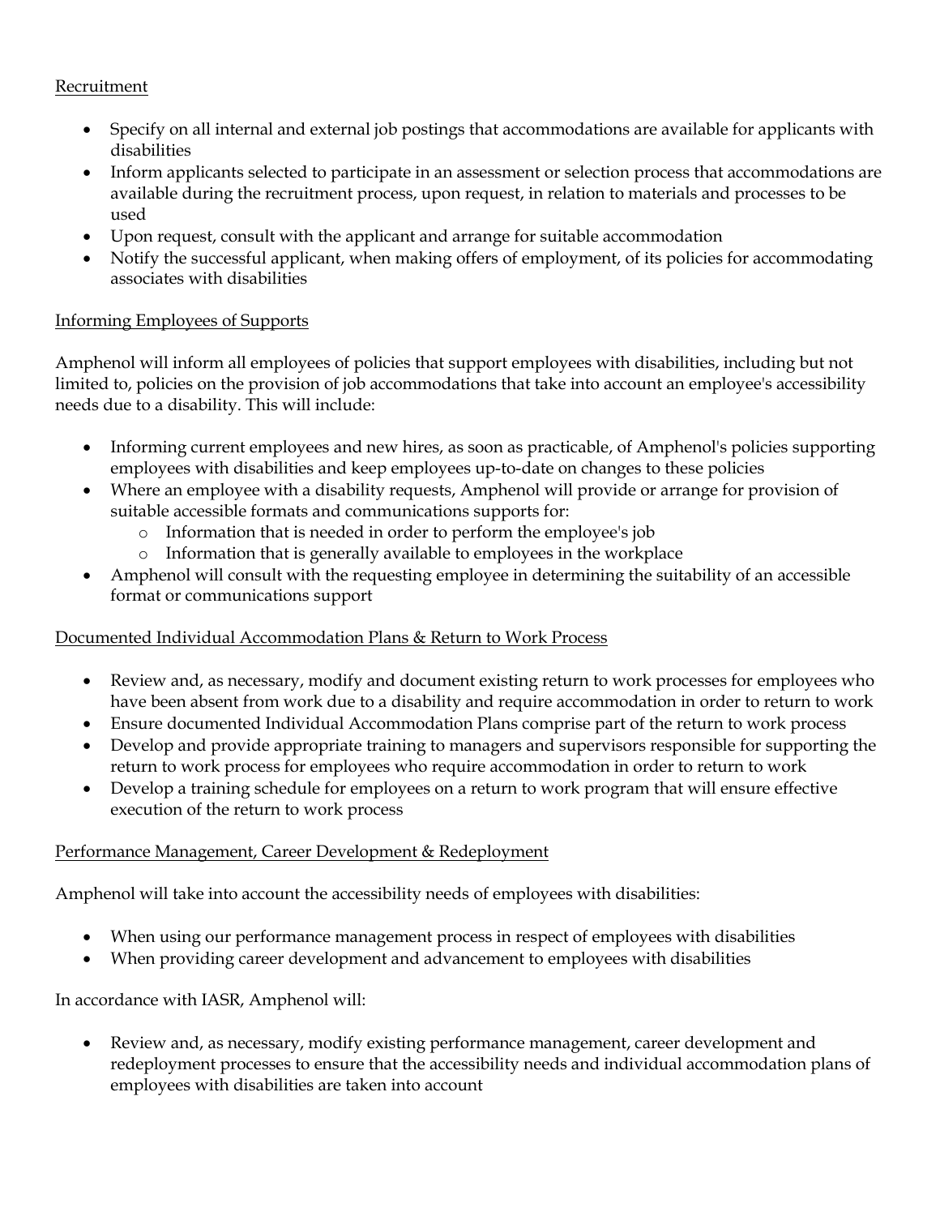Recruitment

- Specify on all internal and external job postings that accommodations are available for applicants with disabilities
- Inform applicants selected to participate in an assessment or selection process that accommodations are available during the recruitment process, upon request, in relation to materials and processes to be used
- Upon request, consult with the applicant and arrange for suitable accommodation
- Notify the successful applicant, when making offers of employment, of its policies for accommodating associates with disabilities

Informing Employees of Supports

Amphenol will inform all employees of policies that support employees with disabilities, including but not limited to, policies on the provision of job accommodations that take into account an employee's accessibility needs due to a disability. This will include:

- Informing current employees and new hires, as soon as practicable, of Amphenol's policies supporting employees with disabilities and keep employees up-to-date on changes to these policies
- Where an employee with a disability requests, Amphenol will provide or arrange for provision of suitable accessible formats and communications supports for:
  - Information that is needed in order to perform the employee's job
  - Information that is generally available to employees in the workplace
- Amphenol will consult with the requesting employee in determining the suitability of an accessible format or communications support

Documented Individual Accommodation Plans & Return to Work Process

- Review and, as necessary, modify and document existing return to work processes for employees who have been absent from work due to a disability and require accommodation in order to return to work
- Ensure documented Individual Accommodation Plans comprise part of the return to work process
- Develop and provide appropriate training to managers and supervisors responsible for supporting the return to work process for employees who require accommodation in order to return to work
- Develop a training schedule for employees on a return to work program that will ensure effective execution of the return to work process

Performance Management, Career Development & Redeployment

Amphenol will take into account the accessibility needs of employees with disabilities:

- When using our performance management process in respect of employees with disabilities
- When providing career development and advancement to employees with disabilities

In accordance with IASR, Amphenol will:

- Review and, as necessary, modify existing performance management, career development and redeployment processes to ensure that the accessibility needs and individual accommodation plans of employees with disabilities are taken into account